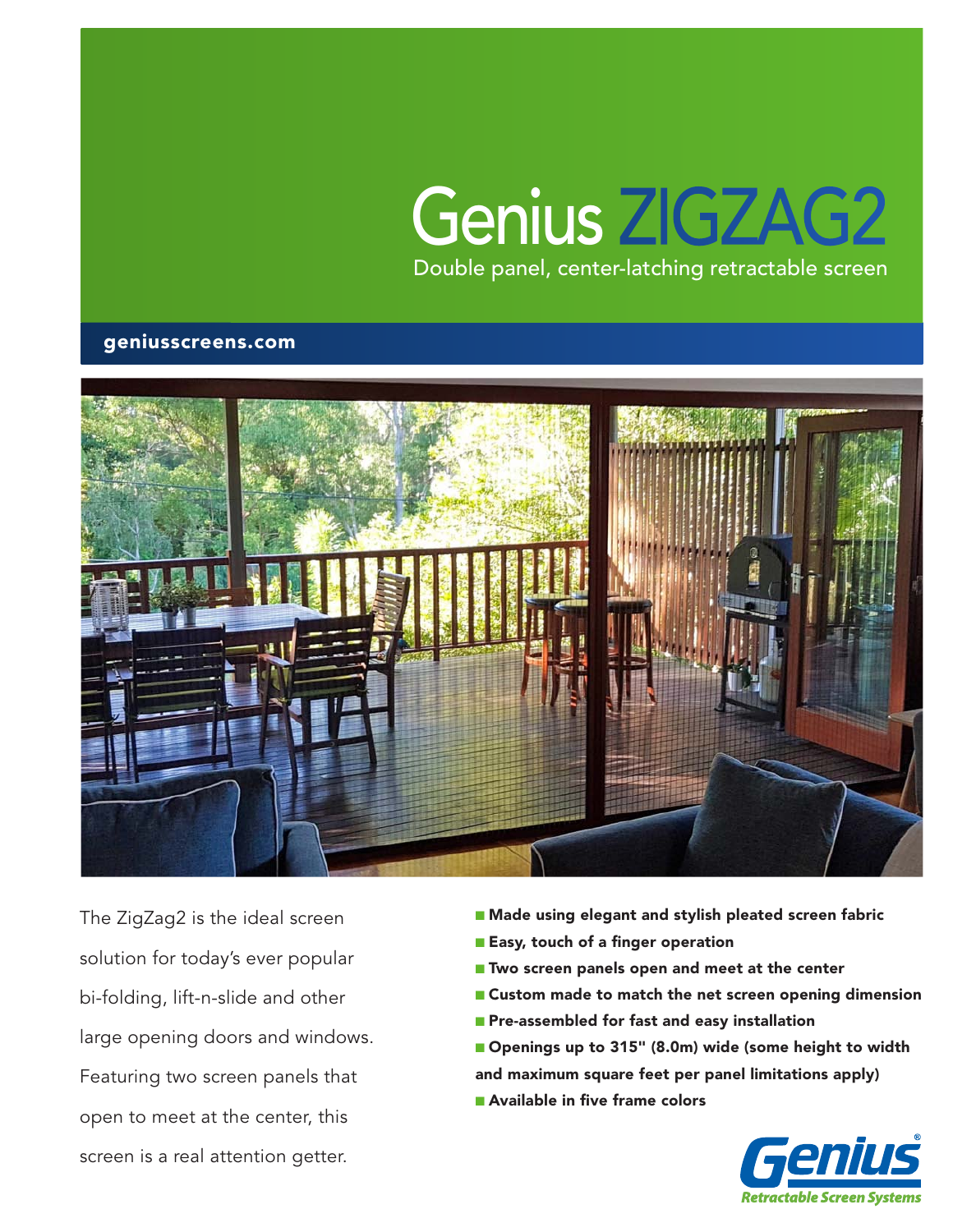# Genius ZIGZAG2

Double panel, center-latching retractable screen

**geniusscreens.com**

The ZigZag2 is the ideal screen solution for today's ever popular bi-folding, lift-n-slide and other large opening doors and windows. Featuring two screen panels that open to meet at the center, this screen is a real attention getter.

- **Made using elegant and stylish pleated screen fabric**
- **Easy, touch of a finger operation**
- **Two screen panels open and meet at the center**
- **Custom made to match the net screen opening dimension**
- **Pre-assembled for fast and easy installation**
- **Openings up to 315" (8.0m) wide (some height to width and maximum square feet per panel limitations apply)**
- **Available in five frame colors**

Genius® Retractable Screen Systems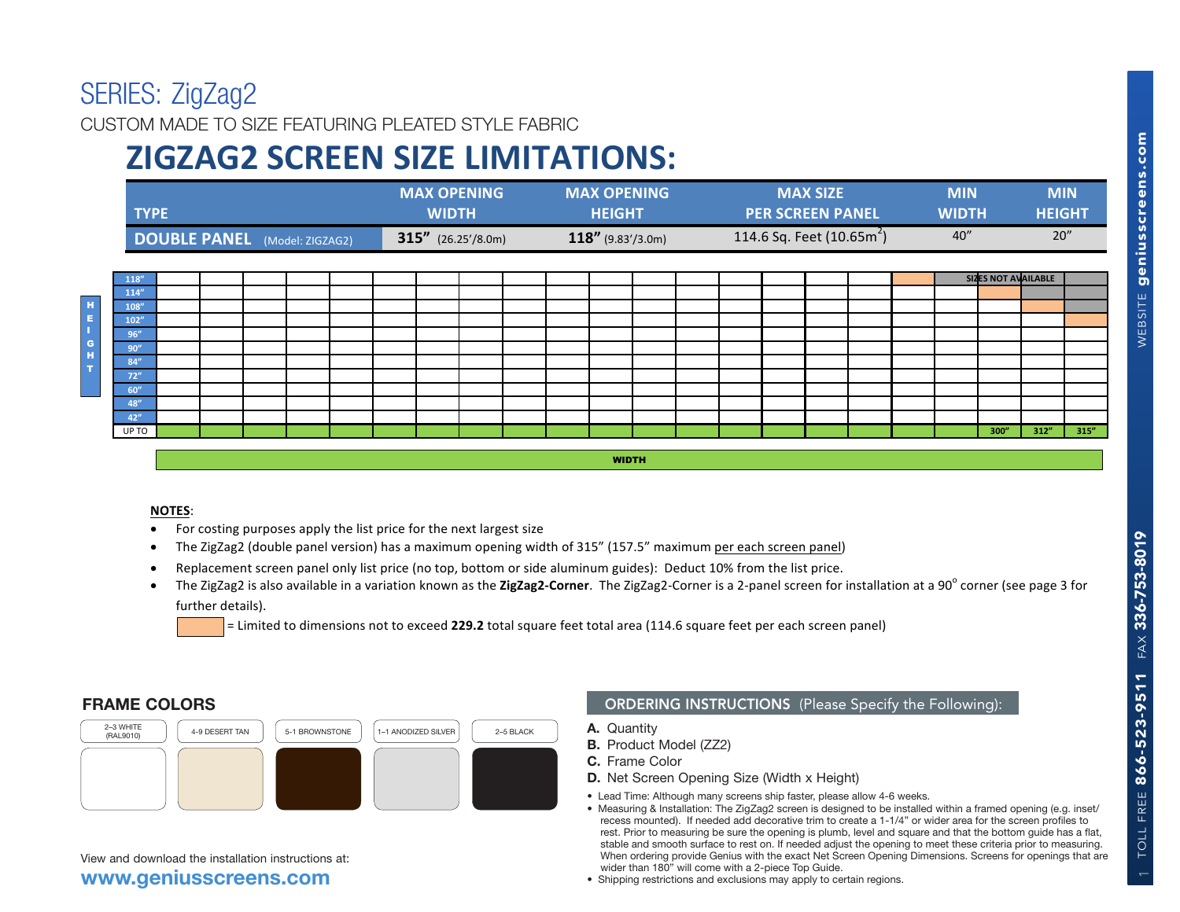# SERIES: ZigZag2

CUSTOM MADE TO SIZE FEATURING PLEATED STYLE FABRIC

## ZIGZAG2 SCREEN SIZE LIMITATIONS:

| TYPE | MAX OPENING WIDTH | MAX OPENING HEIGHT | MAX SIZE PER SCREEN PANEL | MIN WIDTH | MIN HEIGHT |
|---|---|---|---|---|---|
| **DOUBLE PANEL** (Model: ZIGZAG2) | **315”** (26.25’/8.0m) | **118”** (9.83’/3.0m) | 114.6 Sq. Feet ($10.65m^2$) | 40” | 20” |

HEIGHT: 118”, 114”, 108”, 102”, 96”, 90”, 84”, 72”, 60”, 48”, 42”, UP TO

WIDTH: 300”, 312”, 315”

SIZES NOT AVAILABLE

**NOTES**:

- For costing purposes apply the list price for the next largest size
- The ZigZag2 (double panel version) has a maximum opening width of 315” (157.5” maximum per each screen panel)
- Replacement screen panel only list price (no top, bottom or side aluminum guides): Deduct 10% from the list price.
- The ZigZag2 is also available in a variation known as the **ZigZag2-Corner**. The ZigZag2-Corner is a 2-panel screen for installation at a 90° corner (see page 3 for further details).

= Limited to dimensions not to exceed **229.2** total square feet total area (114.6 square feet per each screen panel)

## FRAME COLORS

| 2–3 WHITE (RAL9010) | 4-9 DESERT TAN | 5-1 BROWNSTONE | 1–1 ANODIZED SILVER | 2–5 BLACK |
|---|---|---|---|---|

View and download the installation instructions at:

**www.geniusscreens.com**

## ORDERING INSTRUCTIONS (Please Specify the Following):

**A.** Quantity
**B.** Product Model (ZZ2)
**C.** Frame Color
**D.** Net Screen Opening Size (Width x Height)

- Lead Time: Although many screens ship faster, please allow 4-6 weeks.
- Measuring & Installation: The ZigZag2 screen is designed to be installed within a framed opening (e.g. inset/recess mounted). If needed add decorative trim to create a 1-1/4” or wider area for the screen profiles to rest. Prior to measuring be sure the opening is plumb, level and square and that the bottom guide has a flat, stable and smooth surface to rest on. If needed adjust the opening to meet these criteria prior to measuring. When ordering provide Genius with the exact Net Screen Opening Dimensions. Screens for openings that are wider than 180” will come with a 2-piece Top Guide.
- Shipping restrictions and exclusions may apply to certain regions.

WEBSITE **geniusscreens.com** FAX **336-753-8019** TOLL FREE **866-523-9511**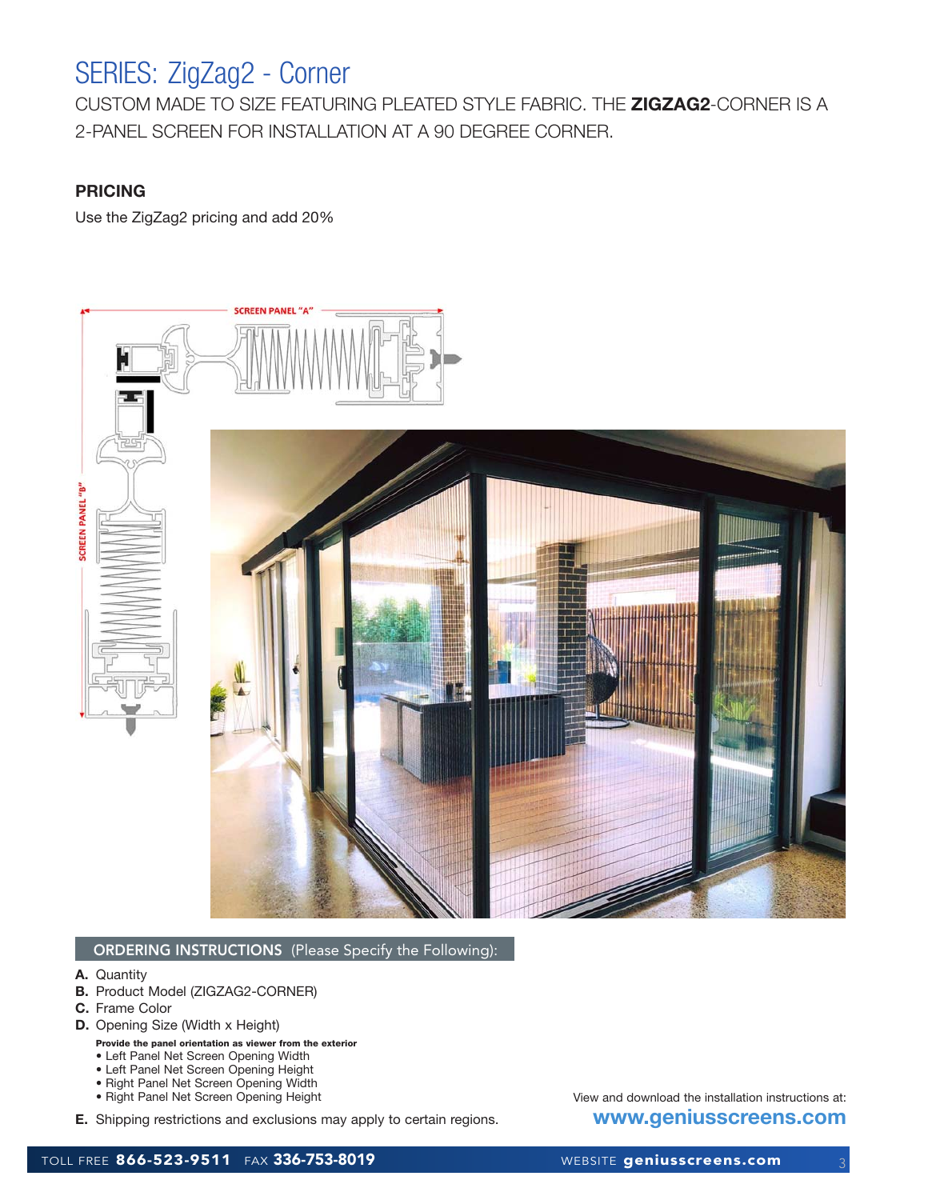# SERIES: ZigZag2 - Corner

CUSTOM MADE TO SIZE FEATURING PLEATED STYLE FABRIC. THE **ZIGZAG2**-CORNER IS A 2-PANEL SCREEN FOR INSTALLATION AT A 90 DEGREE CORNER.

### PRICING

Use the ZigZag2 pricing and add 20%

SCREEN PANEL "A"

SCREEN PANEL "B"

### ORDERING INSTRUCTIONS (Please Specify the Following):

**A.** Quantity
**B.** Product Model (ZIGZAG2-CORNER)
**C.** Frame Color
**D.** Opening Size (Width x Height)

**Provide the panel orientation as viewer from the exterior**

- Left Panel Net Screen Opening Width
- Left Panel Net Screen Opening Height
- Right Panel Net Screen Opening Width
- Right Panel Net Screen Opening Height

**E.** Shipping restrictions and exclusions may apply to certain regions.

View and download the installation instructions at:
**www.geniusscreens.com**

TOLL FREE **866-523-9511** FAX **336-753-8019** WEBSITE **geniusscreens.com**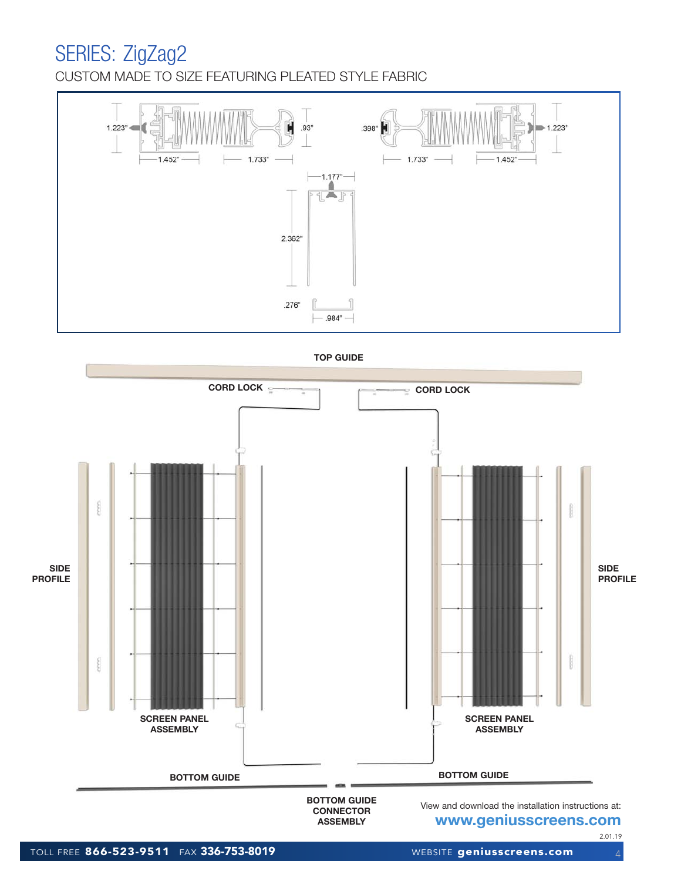# SERIES: ZigZag2

CUSTOM MADE TO SIZE FEATURING PLEATED STYLE FABRIC

1.223"
1.452"
1.733"
.93"
.398"
1.733"
1.452"
1.223"
1.177"
2.362"
.276"
.984"

TOP GUIDE

CORD LOCK

CORD LOCK

SIDE PROFILE

SIDE PROFILE

SCREEN PANEL ASSEMBLY

SCREEN PANEL ASSEMBLY

BOTTOM GUIDE

BOTTOM GUIDE

BOTTOM GUIDE CONNECTOR ASSEMBLY

View and download the installation instructions at:
**www.geniusscreens.com**

2.01.19

TOLL FREE **866-523-9511** FAX **336-753-8019** WEBSITE **geniusscreens.com**